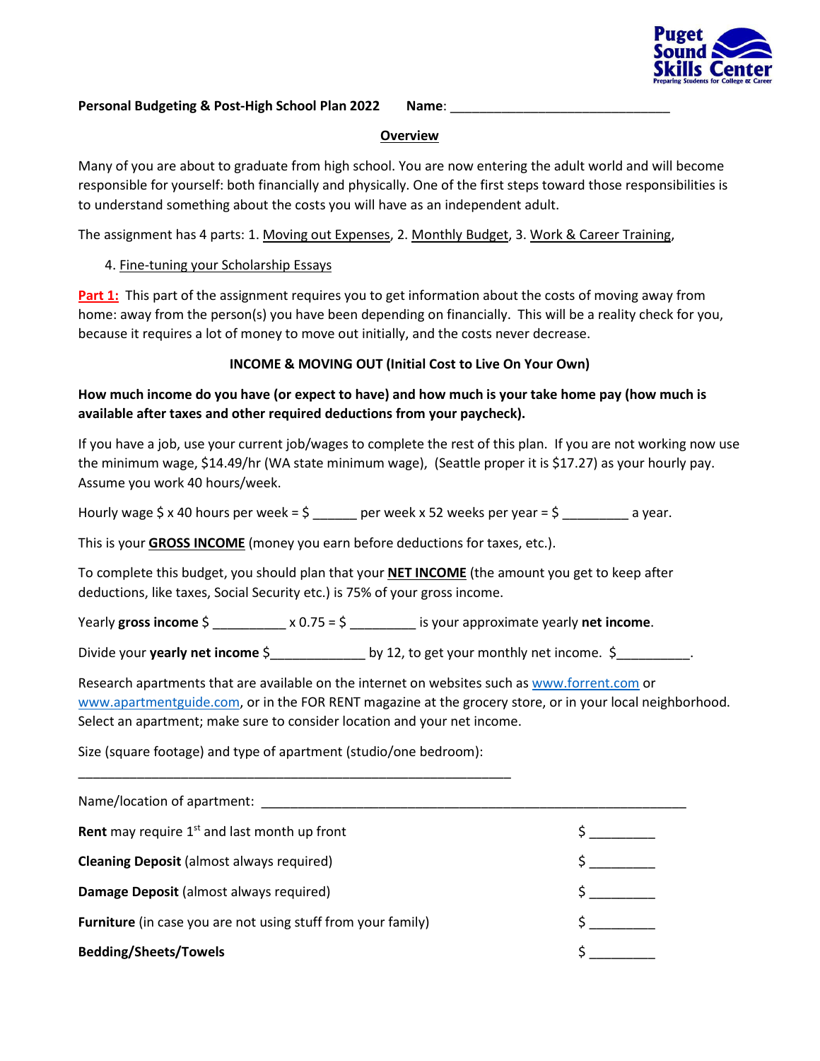**Personal Budgeting & Post-High School Plan 2022** **Name**: ______________________________

## Overview

Many of you are about to graduate from high school. You are now entering the adult world and will become responsible for yourself: both financially and physically. One of the first steps toward those responsibilities is to understand something about the costs you will have as an independent adult.

The assignment has 4 parts: 1. Moving out Expenses, 2. Monthly Budget, 3. Work & Career Training,

4. Fine-tuning your Scholarship Essays

**Part 1:** This part of the assignment requires you to get information about the costs of moving away from home: away from the person(s) you have been depending on financially. This will be a reality check for you, because it requires a lot of money to move out initially, and the costs never decrease.

### INCOME & MOVING OUT (Initial Cost to Live On Your Own)

**How much income do you have (or expect to have) and how much is your take home pay (how much is available after taxes and other required deductions from your paycheck).**

If you have a job, use your current job/wages to complete the rest of this plan. If you are not working now use the minimum wage, $14.49/hr (WA state minimum wage), (Seattle proper it is $17.27) as your hourly pay. Assume you work 40 hours/week.

Hourly wage $ x 40 hours per week = $ ______ per week x 52 weeks per year = $ _________ a year.

This is your **GROSS INCOME** (money you earn before deductions for taxes, etc.).

To complete this budget, you should plan that your **NET INCOME** (the amount you get to keep after deductions, like taxes, Social Security etc.) is 75% of your gross income.

Yearly **gross income** $ __________ x 0.75 = $ _________ is your approximate yearly **net income**.

Divide your **yearly net income** $_____________ by 12, to get your monthly net income. $__________.

Research apartments that are available on the internet on websites such as www.forrent.com or www.apartmentguide.com, or in the FOR RENT magazine at the grocery store, or in your local neighborhood. Select an apartment; make sure to consider location and your net income.

Size (square footage) and type of apartment (studio/one bedroom):

_____________________________________________________________

Name/location of apartment: ____________________________________________________________

| | |
|---|---|
| **Rent** may require 1st and last month up front | $ _________ |
| **Cleaning Deposit** (almost always required) | $ _________ |
| **Damage Deposit** (almost always required) | $ _________ |
| **Furniture** (in case you are not using stuff from your family) | $ _________ |
| **Bedding/Sheets/Towels** | $ _________ |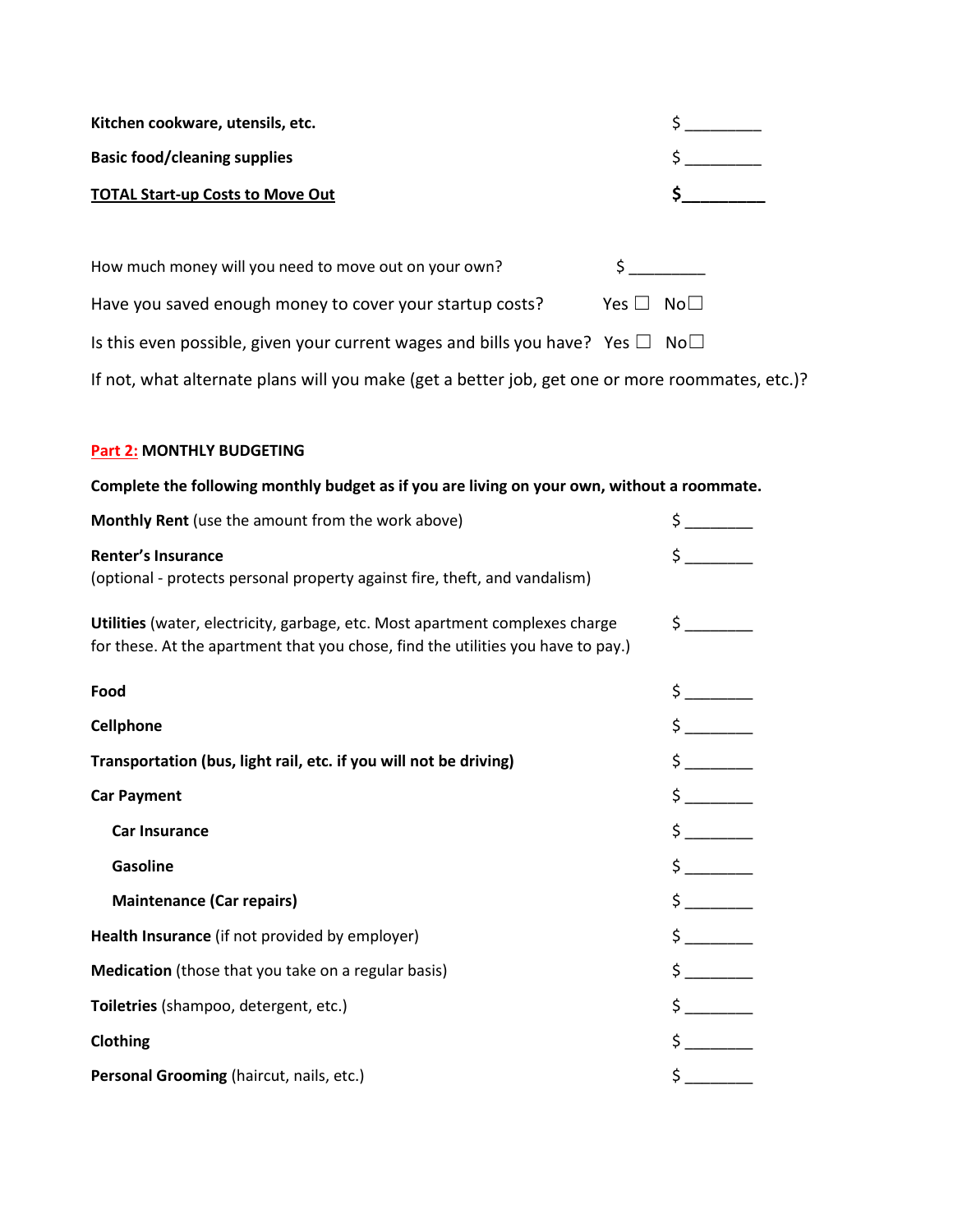**Kitchen cookware, utensils, etc.** $ _________

**Basic food/cleaning supplies** $ _________

**TOTAL Start-up Costs to Move Out** **$_________**

How much money will you need to move out on your own? $ _________

Have you saved enough money to cover your startup costs? Yes ☐ No☐

Is this even possible, given your current wages and bills you have? Yes ☐ No☐

If not, what alternate plans will you make (get a better job, get one or more roommates, etc.)?

## Part 2: MONTHLY BUDGETING

**Complete the following monthly budget as if you are living on your own, without a roommate.**

**Monthly Rent** (use the amount from the work above) $ ________

**Renter's Insurance**
(optional - protects personal property against fire, theft, and vandalism) $ ________

**Utilities** (water, electricity, garbage, etc. Most apartment complexes charge for these. At the apartment that you chose, find the utilities you have to pay.) $ ________

**Food** $ ________

**Cellphone** $ ________

**Transportation (bus, light rail, etc. if you will not be driving)** $ ________

**Car Payment** $ ________

- **Car Insurance** $ ________
- **Gasoline** $ ________
- **Maintenance (Car repairs)** $ ________

**Health Insurance** (if not provided by employer) $ ________

**Medication** (those that you take on a regular basis) $ ________

**Toiletries** (shampoo, detergent, etc.) $ ________

**Clothing** $ ________

**Personal Grooming** (haircut, nails, etc.) $ ________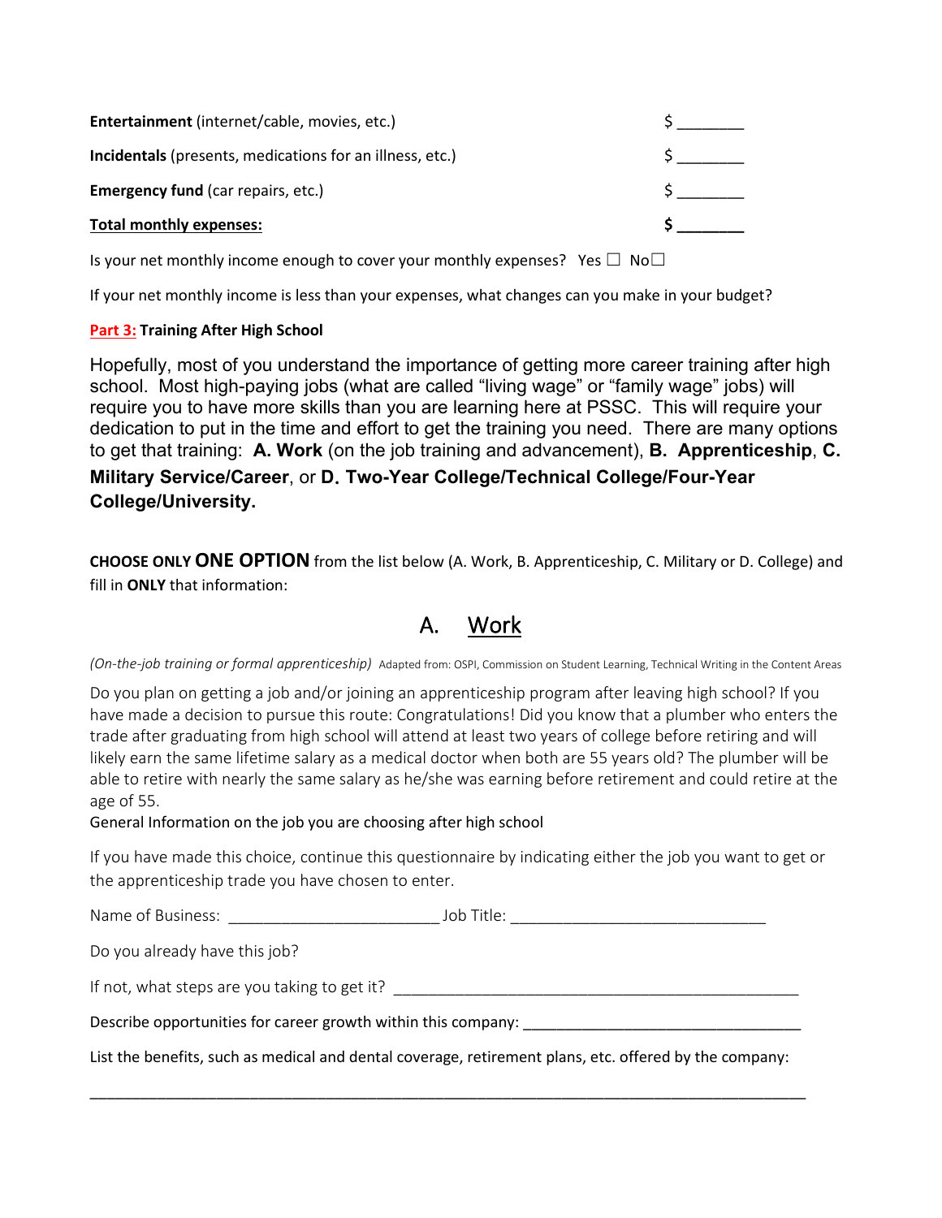**Entertainment** (internet/cable, movies, etc.) $ ________

**Incidentals** (presents, medications for an illness, etc.) $ ________

**Emergency fund** (car repairs, etc.) $ ________

**Total monthly expenses:** **$ ________**

Is your net monthly income enough to cover your monthly expenses? Yes ☐ No☐

If your net monthly income is less than your expenses, what changes can you make in your budget?

**Part 3: Training After High School**

Hopefully, most of you understand the importance of getting more career training after high school. Most high-paying jobs (what are called "living wage" or "family wage" jobs) will require you to have more skills than you are learning here at PSSC. This will require your dedication to put in the time and effort to get the training you need. There are many options to get that training: **A. Work** (on the job training and advancement), **B. Apprenticeship**, **C. Military Service/Career**, or **D. Two-Year College/Technical College/Four-Year College/University.**

**CHOOSE ONLY ONE OPTION** from the list below (A. Work, B. Apprenticeship, C. Military or D. College) and fill in **ONLY** that information:

## A. Work

*(On-the-job training or formal apprenticeship)* Adapted from: OSPI, Commission on Student Learning, Technical Writing in the Content Areas

Do you plan on getting a job and/or joining an apprenticeship program after leaving high school? If you have made a decision to pursue this route: Congratulations! Did you know that a plumber who enters the trade after graduating from high school will attend at least two years of college before retiring and will likely earn the same lifetime salary as a medical doctor when both are 55 years old? The plumber will be able to retire with nearly the same salary as he/she was earning before retirement and could retire at the age of 55.

General Information on the job you are choosing after high school

If you have made this choice, continue this questionnaire by indicating either the job you want to get or the apprenticeship trade you have chosen to enter.

Name of Business: ________________________ Job Title: ______________________________

Do you already have this job?

If not, what steps are you taking to get it? _______________________________________________

Describe opportunities for career growth within this company: ________________________________

List the benefits, such as medical and dental coverage, retirement plans, etc. offered by the company:

_____________________________________________________________________________________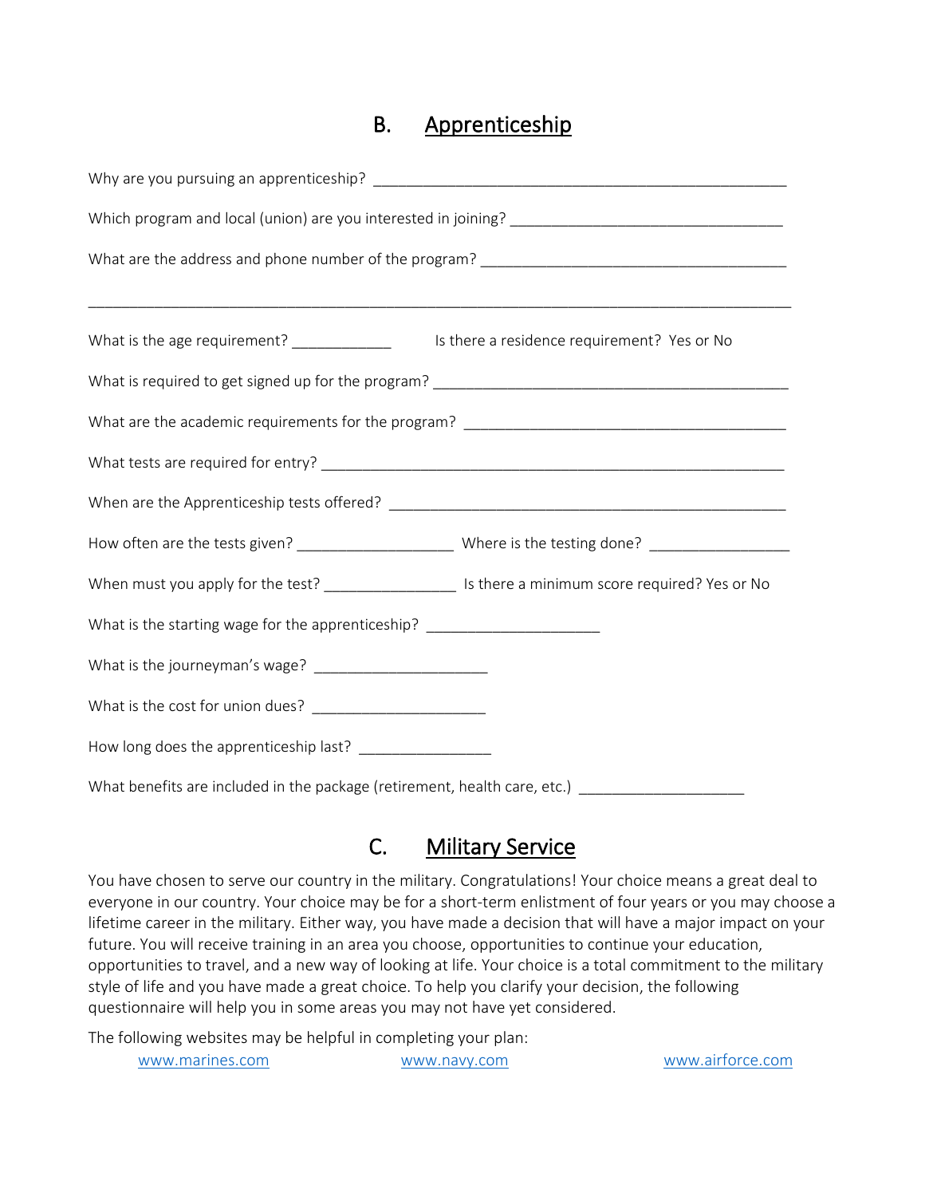## B. <u>Apprenticeship</u>

Why are you pursuing an apprenticeship? ___________________________________________________

Which program and local (union) are you interested in joining? _________________________________

What are the address and phone number of the program? _____________________________________

_______________________________________________________________________________________

What is the age requirement? ____________ Is there a residence requirement? Yes or No

What is required to get signed up for the program? __________________________________________

What are the academic requirements for the program? ________________________________________

What tests are required for entry? ________________________________________________________

When are the Apprenticeship tests offered? ________________________________________________

How often are the tests given? ___________________ Where is the testing done? _________________

When must you apply for the test? ________________ Is there a minimum score required? Yes or No

What is the starting wage for the apprenticeship? _____________________

What is the journeyman's wage? _____________________

What is the cost for union dues? _____________________

How long does the apprenticeship last? ________________

What benefits are included in the package (retirement, health care, etc.) ____________________

## C. <u>Military Service</u>

You have chosen to serve our country in the military. Congratulations! Your choice means a great deal to everyone in our country. Your choice may be for a short-term enlistment of four years or you may choose a lifetime career in the military. Either way, you have made a decision that will have a major impact on your future. You will receive training in an area you choose, opportunities to continue your education, opportunities to travel, and a new way of looking at life. Your choice is a total commitment to the military style of life and you have made a great choice. To help you clarify your decision, the following questionnaire will help you in some areas you may not have yet considered.

The following websites may be helpful in completing your plan:

[www.marines.com](http://www.marines.com) [www.navy.com](http://www.navy.com) [www.airforce.com](http://www.airforce.com)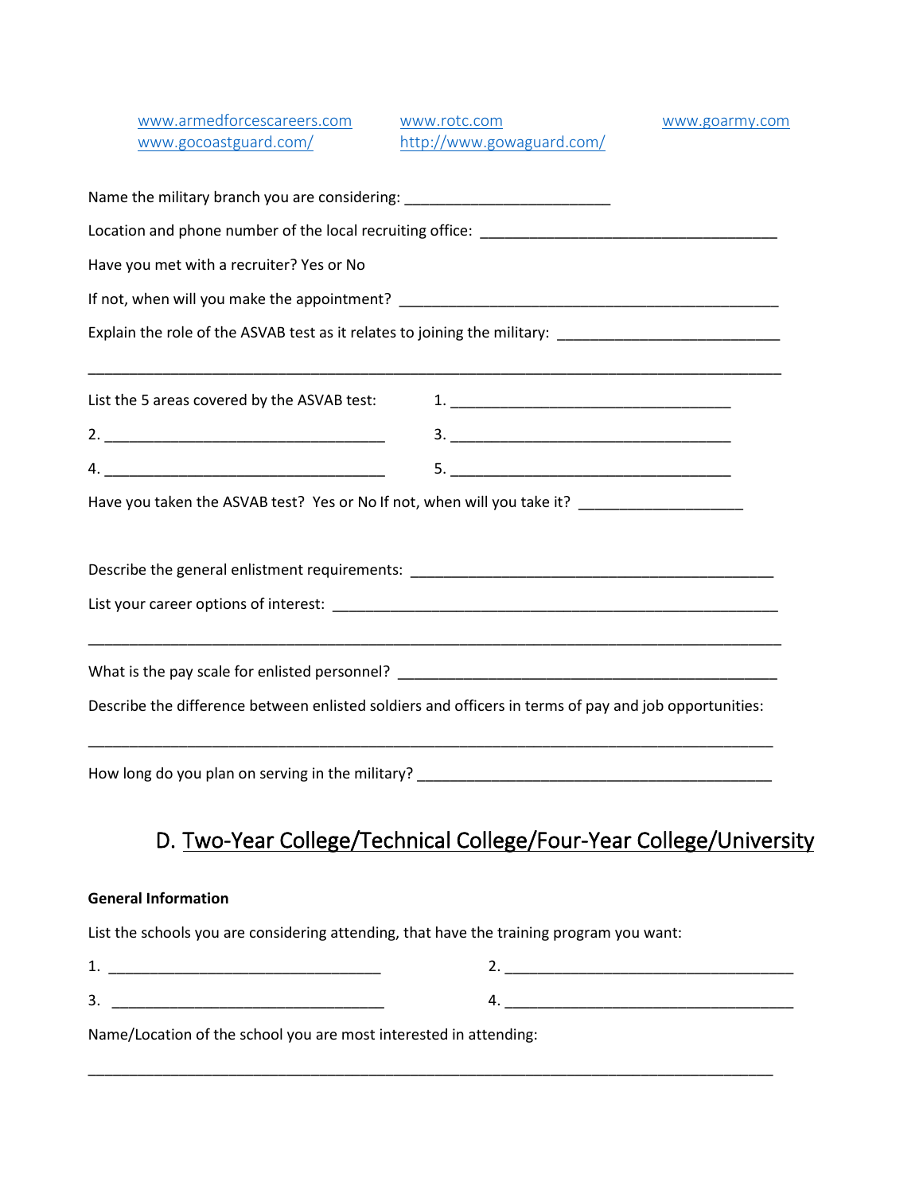www.armedforcescareers.com www.rotc.com www.goarmy.com
www.gocoastguard.com/ http://www.gowaguard.com/

Name the military branch you are considering: ________________________

Location and phone number of the local recruiting office: ___________________________________

Have you met with a recruiter? Yes or No

If not, when will you make the appointment? _____________________________________________

Explain the role of the ASVAB test as it relates to joining the military: __________________________

_________________________________________________________________________________

List the 5 areas covered by the ASVAB test: 1. ________________________________

2. ________________________________ 3. ________________________________

4. ________________________________ 5. ________________________________

Have you taken the ASVAB test? Yes or No If not, when will you take it? ___________________

Describe the general enlistment requirements: __________________________________________

List your career options of interest: ____________________________________________________

_________________________________________________________________________________

What is the pay scale for enlisted personnel? _____________________________________________

Describe the difference between enlisted soldiers and officers in terms of pay and job opportunities:

_________________________________________________________________________________

How long do you plan on serving in the military? __________________________________________

## D. Two-Year College/Technical College/Four-Year College/University

**General Information**

List the schools you are considering attending, that have the training program you want:

1. ________________________________ 2. ________________________________

3. ________________________________ 4. ________________________________

Name/Location of the school you are most interested in attending:

_________________________________________________________________________________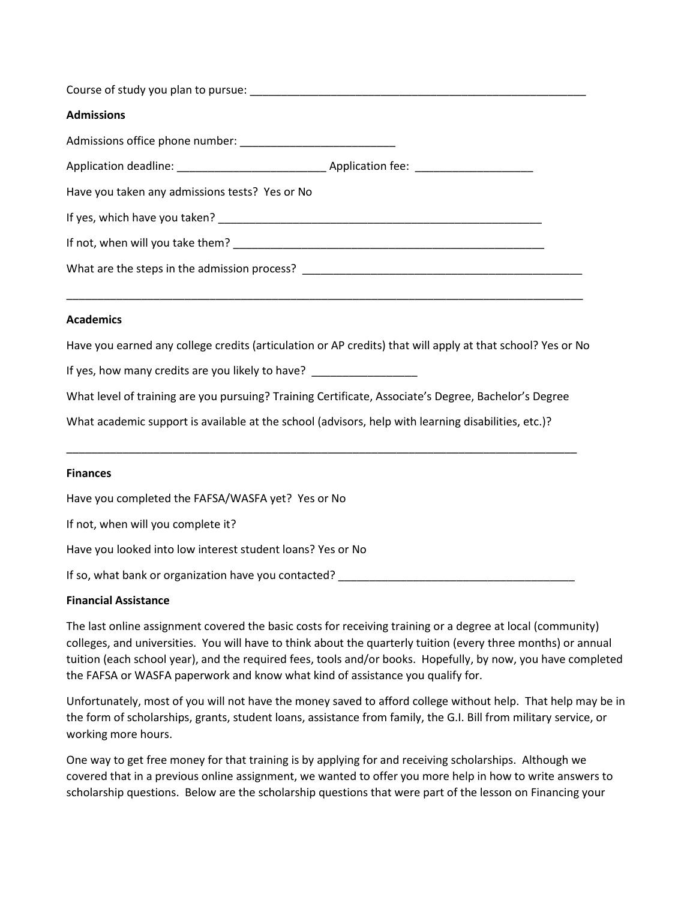Course of study you plan to pursue: ________________________________________________________

**Admissions**

Admissions office phone number: _________________________

Application deadline: ________________________ Application fee: ___________________

Have you taken any admissions tests? Yes or No

If yes, which have you taken? ______________________________________________________

If not, when will you take them? ____________________________________________________

What are the steps in the admission process? ______________________________________________

_________________________________________________________________________________________

**Academics**

Have you earned any college credits (articulation or AP credits) that will apply at that school? Yes or No

If yes, how many credits are you likely to have? _________________

What level of training are you pursuing? Training Certificate, Associate's Degree, Bachelor's Degree

What academic support is available at the school (advisors, help with learning disabilities, etc.)?

_________________________________________________________________________________________

**Finances**

Have you completed the FAFSA/WASFA yet? Yes or No

If not, when will you complete it?

Have you looked into low interest student loans? Yes or No

If so, what bank or organization have you contacted? ______________________________________

**Financial Assistance**

The last online assignment covered the basic costs for receiving training or a degree at local (community) colleges, and universities. You will have to think about the quarterly tuition (every three months) or annual tuition (each school year), and the required fees, tools and/or books. Hopefully, by now, you have completed the FAFSA or WASFA paperwork and know what kind of assistance you qualify for.

Unfortunately, most of you will not have the money saved to afford college without help. That help may be in the form of scholarships, grants, student loans, assistance from family, the G.I. Bill from military service, or working more hours.

One way to get free money for that training is by applying for and receiving scholarships. Although we covered that in a previous online assignment, we wanted to offer you more help in how to write answers to scholarship questions. Below are the scholarship questions that were part of the lesson on Financing your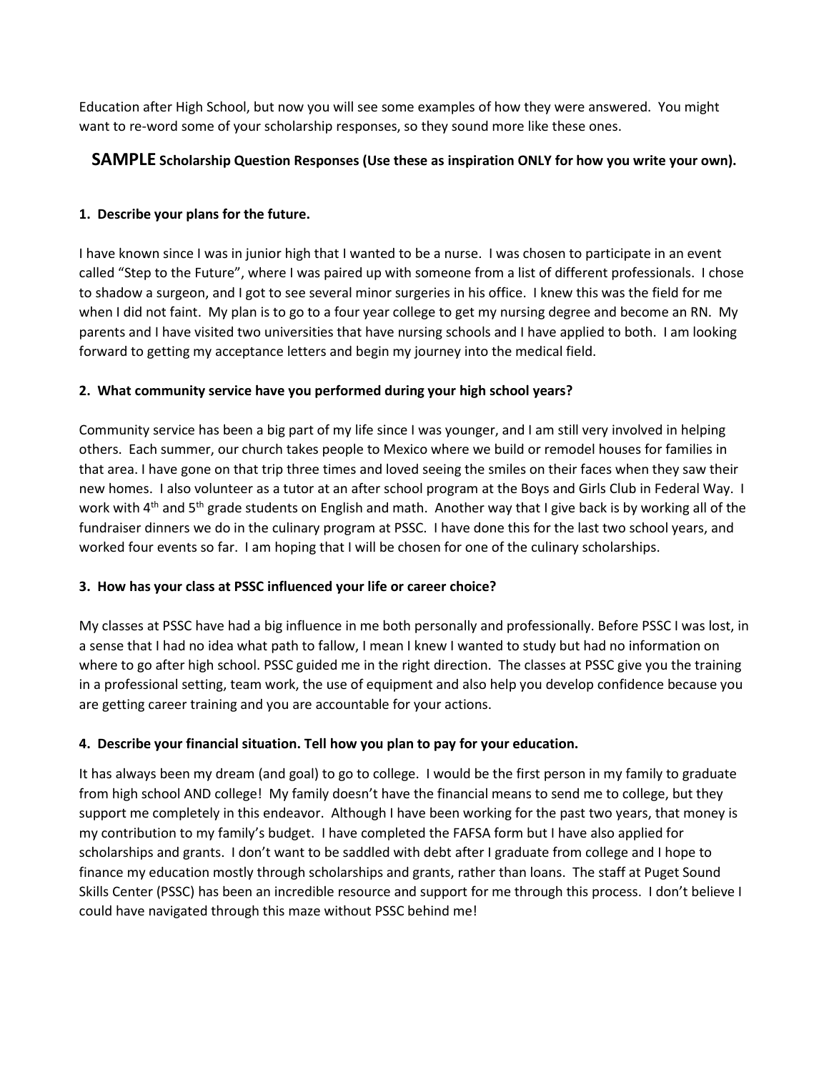Education after High School, but now you will see some examples of how they were answered. You might want to re-word some of your scholarship responses, so they sound more like these ones.

## SAMPLE Scholarship Question Responses (Use these as inspiration ONLY for how you write your own).

**1. Describe your plans for the future.**

I have known since I was in junior high that I wanted to be a nurse. I was chosen to participate in an event called "Step to the Future", where I was paired up with someone from a list of different professionals. I chose to shadow a surgeon, and I got to see several minor surgeries in his office. I knew this was the field for me when I did not faint. My plan is to go to a four year college to get my nursing degree and become an RN. My parents and I have visited two universities that have nursing schools and I have applied to both. I am looking forward to getting my acceptance letters and begin my journey into the medical field.

**2. What community service have you performed during your high school years?**

Community service has been a big part of my life since I was younger, and I am still very involved in helping others. Each summer, our church takes people to Mexico where we build or remodel houses for families in that area. I have gone on that trip three times and loved seeing the smiles on their faces when they saw their new homes. I also volunteer as a tutor at an after school program at the Boys and Girls Club in Federal Way. I work with 4th and 5th grade students on English and math. Another way that I give back is by working all of the fundraiser dinners we do in the culinary program at PSSC. I have done this for the last two school years, and worked four events so far. I am hoping that I will be chosen for one of the culinary scholarships.

**3. How has your class at PSSC influenced your life or career choice?**

My classes at PSSC have had a big influence in me both personally and professionally. Before PSSC I was lost, in a sense that I had no idea what path to fallow, I mean I knew I wanted to study but had no information on where to go after high school. PSSC guided me in the right direction. The classes at PSSC give you the training in a professional setting, team work, the use of equipment and also help you develop confidence because you are getting career training and you are accountable for your actions.

**4. Describe your financial situation. Tell how you plan to pay for your education.**

It has always been my dream (and goal) to go to college. I would be the first person in my family to graduate from high school AND college! My family doesn't have the financial means to send me to college, but they support me completely in this endeavor. Although I have been working for the past two years, that money is my contribution to my family's budget. I have completed the FAFSA form but I have also applied for scholarships and grants. I don't want to be saddled with debt after I graduate from college and I hope to finance my education mostly through scholarships and grants, rather than loans. The staff at Puget Sound Skills Center (PSSC) has been an incredible resource and support for me through this process. I don't believe I could have navigated through this maze without PSSC behind me!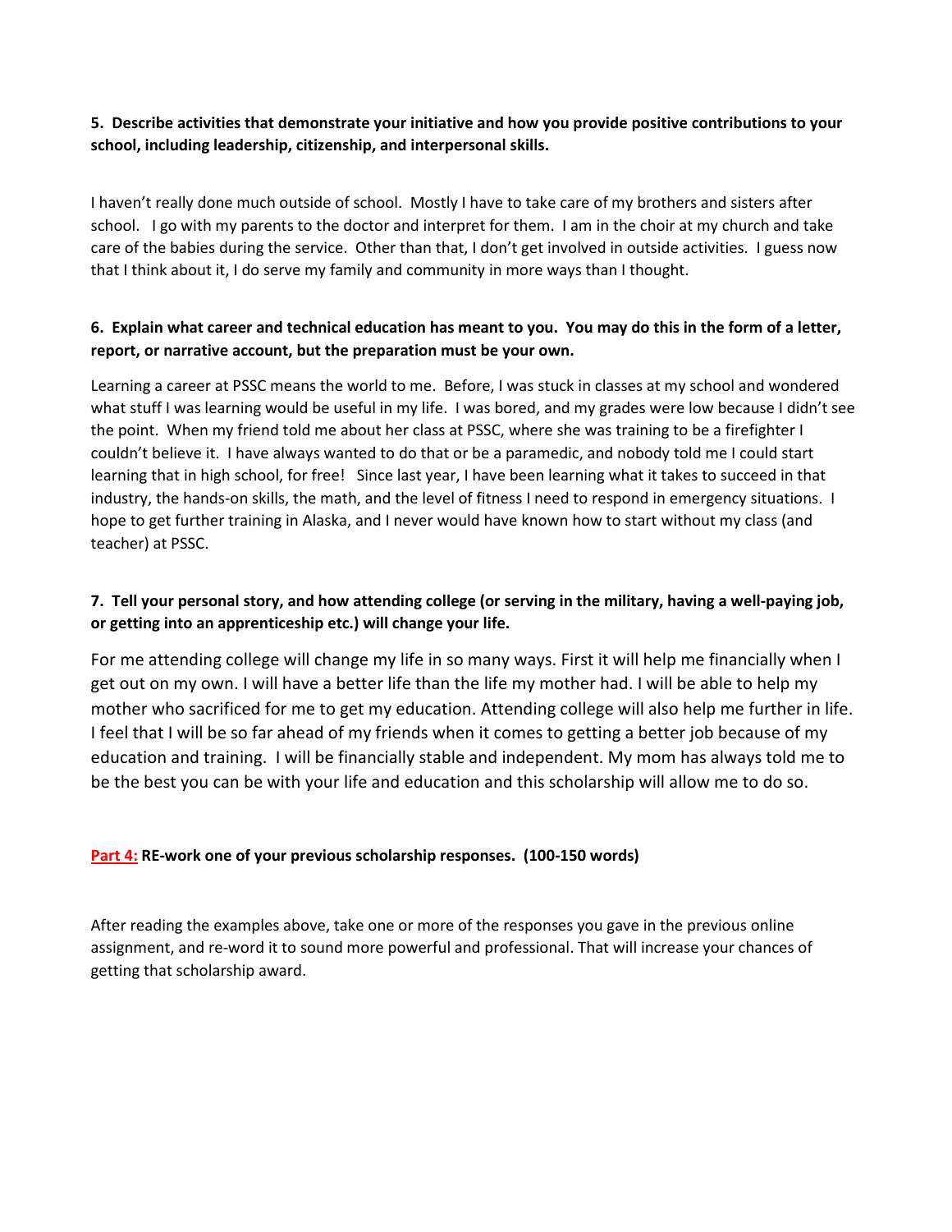**5. Describe activities that demonstrate your initiative and how you provide positive contributions to your school, including leadership, citizenship, and interpersonal skills.**

I haven't really done much outside of school. Mostly I have to take care of my brothers and sisters after school. I go with my parents to the doctor and interpret for them. I am in the choir at my church and take care of the babies during the service. Other than that, I don't get involved in outside activities. I guess now that I think about it, I do serve my family and community in more ways than I thought.

**6. Explain what career and technical education has meant to you. You may do this in the form of a letter, report, or narrative account, but the preparation must be your own.**

Learning a career at PSSC means the world to me. Before, I was stuck in classes at my school and wondered what stuff I was learning would be useful in my life. I was bored, and my grades were low because I didn't see the point. When my friend told me about her class at PSSC, where she was training to be a firefighter I couldn't believe it. I have always wanted to do that or be a paramedic, and nobody told me I could start learning that in high school, for free! Since last year, I have been learning what it takes to succeed in that industry, the hands-on skills, the math, and the level of fitness I need to respond in emergency situations. I hope to get further training in Alaska, and I never would have known how to start without my class (and teacher) at PSSC.

**7. Tell your personal story, and how attending college (or serving in the military, having a well-paying job, or getting into an apprenticeship etc.) will change your life.**

For me attending college will change my life in so many ways. First it will help me financially when I get out on my own. I will have a better life than the life my mother had. I will be able to help my mother who sacrificed for me to get my education. Attending college will also help me further in life. I feel that I will be so far ahead of my friends when it comes to getting a better job because of my education and training. I will be financially stable and independent. My mom has always told me to be the best you can be with your life and education and this scholarship will allow me to do so.

**Part 4: RE-work one of your previous scholarship responses. (100-150 words)**

After reading the examples above, take one or more of the responses you gave in the previous online assignment, and re-word it to sound more powerful and professional. That will increase your chances of getting that scholarship award.